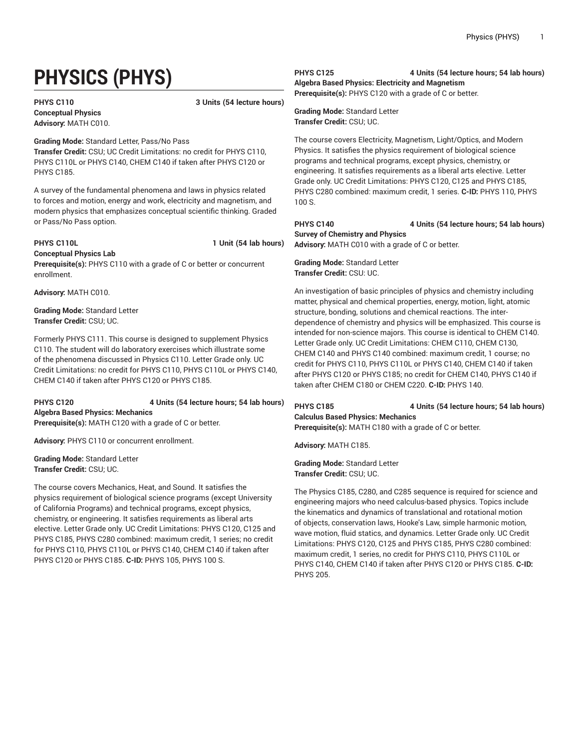# PHYSICS (PHYS)

**PHYS C110 3 Units (54 lecture hours)**
**Conceptual Physics**
**Advisory:** MATH C010.

**Grading Mode:** Standard Letter, Pass/No Pass
**Transfer Credit:** CSU; UC Credit Limitations: no credit for PHYS C110, PHYS C110L or PHYS C140, CHEM C140 if taken after PHYS C120 or PHYS C185.

A survey of the fundamental phenomena and laws in physics related to forces and motion, energy and work, electricity and magnetism, and modern physics that emphasizes conceptual scientific thinking. Graded or Pass/No Pass option.

**PHYS C110L 1 Unit (54 lab hours)**
**Conceptual Physics Lab**
**Prerequisite(s):** PHYS C110 with a grade of C or better or concurrent enrollment.

**Advisory:** MATH C010.

**Grading Mode:** Standard Letter
**Transfer Credit:** CSU; UC.

Formerly PHYS C111. This course is designed to supplement Physics C110. The student will do laboratory exercises which illustrate some of the phenomena discussed in Physics C110. Letter Grade only. UC Credit Limitations: no credit for PHYS C110, PHYS C110L or PHYS C140, CHEM C140 if taken after PHYS C120 or PHYS C185.

**PHYS C120 4 Units (54 lecture hours; 54 lab hours)**
**Algebra Based Physics: Mechanics**
**Prerequisite(s):** MATH C120 with a grade of C or better.

**Advisory:** PHYS C110 or concurrent enrollment.

**Grading Mode:** Standard Letter
**Transfer Credit:** CSU; UC.

The course covers Mechanics, Heat, and Sound. It satisfies the physics requirement of biological science programs (except University of California Programs) and technical programs, except physics, chemistry, or engineering. It satisfies requirements as liberal arts elective. Letter Grade only. UC Credit Limitations: PHYS C120, C125 and PHYS C185, PHYS C280 combined: maximum credit, 1 series; no credit for PHYS C110, PHYS C110L or PHYS C140, CHEM C140 if taken after PHYS C120 or PHYS C185. **C-ID:** PHYS 105, PHYS 100 S.

**PHYS C125 4 Units (54 lecture hours; 54 lab hours)**
**Algebra Based Physics: Electricity and Magnetism**
**Prerequisite(s):** PHYS C120 with a grade of C or better.

**Grading Mode:** Standard Letter
**Transfer Credit:** CSU; UC.

The course covers Electricity, Magnetism, Light/Optics, and Modern Physics. It satisfies the physics requirement of biological science programs and technical programs, except physics, chemistry, or engineering. It satisfies requirements as a liberal arts elective. Letter Grade only. UC Credit Limitations: PHYS C120, C125 and PHYS C185, PHYS C280 combined: maximum credit, 1 series. **C-ID:** PHYS 110, PHYS 100 S.

**PHYS C140 4 Units (54 lecture hours; 54 lab hours)**
**Survey of Chemistry and Physics**
**Advisory:** MATH C010 with a grade of C or better.

**Grading Mode:** Standard Letter
**Transfer Credit:** CSU: UC.

An investigation of basic principles of physics and chemistry including matter, physical and chemical properties, energy, motion, light, atomic structure, bonding, solutions and chemical reactions. The inter-dependence of chemistry and physics will be emphasized. This course is intended for non-science majors. This course is identical to CHEM C140. Letter Grade only. UC Credit Limitations: CHEM C110, CHEM C130, CHEM C140 and PHYS C140 combined: maximum credit, 1 course; no credit for PHYS C110, PHYS C110L or PHYS C140, CHEM C140 if taken after PHYS C120 or PHYS C185; no credit for CHEM C140, PHYS C140 if taken after CHEM C180 or CHEM C220. **C-ID:** PHYS 140.

**PHYS C185 4 Units (54 lecture hours; 54 lab hours)**
**Calculus Based Physics: Mechanics**
**Prerequisite(s):** MATH C180 with a grade of C or better.

**Advisory:** MATH C185.

**Grading Mode:** Standard Letter
**Transfer Credit:** CSU; UC.

The Physics C185, C280, and C285 sequence is required for science and engineering majors who need calculus-based physics. Topics include the kinematics and dynamics of translational and rotational motion of objects, conservation laws, Hooke's Law, simple harmonic motion, wave motion, fluid statics, and dynamics. Letter Grade only. UC Credit Limitations: PHYS C120, C125 and PHYS C185, PHYS C280 combined: maximum credit, 1 series, no credit for PHYS C110, PHYS C110L or PHYS C140, CHEM C140 if taken after PHYS C120 or PHYS C185. **C-ID:** PHYS 205.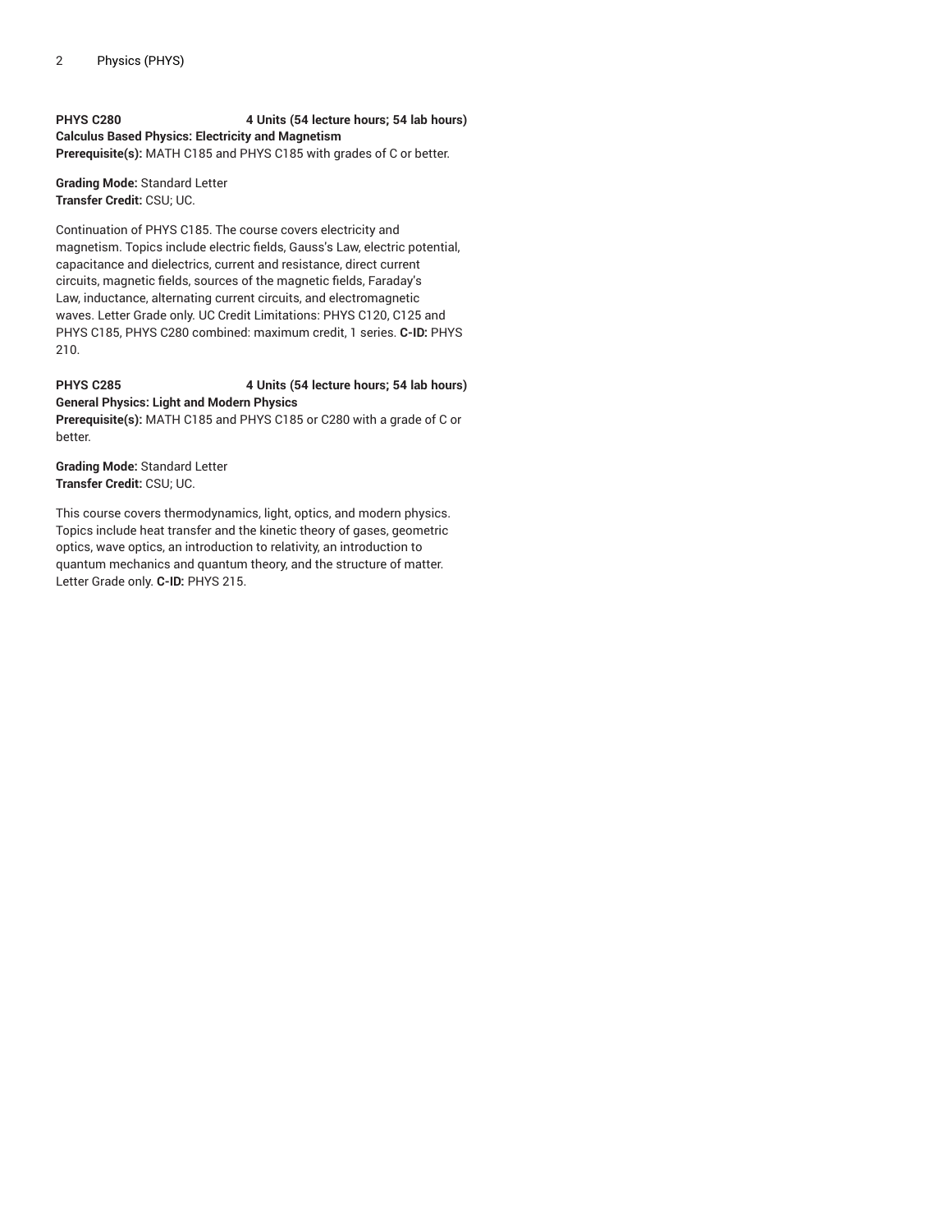**PHYS C280** **4 Units (54 lecture hours; 54 lab hours)**
**Calculus Based Physics: Electricity and Magnetism**
**Prerequisite(s):** MATH C185 and PHYS C185 with grades of C or better.

**Grading Mode:** Standard Letter
**Transfer Credit:** CSU; UC.

Continuation of PHYS C185. The course covers electricity and magnetism. Topics include electric fields, Gauss's Law, electric potential, capacitance and dielectrics, current and resistance, direct current circuits, magnetic fields, sources of the magnetic fields, Faraday's Law, inductance, alternating current circuits, and electromagnetic waves. Letter Grade only. UC Credit Limitations: PHYS C120, C125 and PHYS C185, PHYS C280 combined: maximum credit, 1 series. **C-ID:** PHYS 210.

**PHYS C285** **4 Units (54 lecture hours; 54 lab hours)**
**General Physics: Light and Modern Physics**
**Prerequisite(s):** MATH C185 and PHYS C185 or C280 with a grade of C or better.

**Grading Mode:** Standard Letter
**Transfer Credit:** CSU; UC.

This course covers thermodynamics, light, optics, and modern physics. Topics include heat transfer and the kinetic theory of gases, geometric optics, wave optics, an introduction to relativity, an introduction to quantum mechanics and quantum theory, and the structure of matter. Letter Grade only. **C-ID:** PHYS 215.